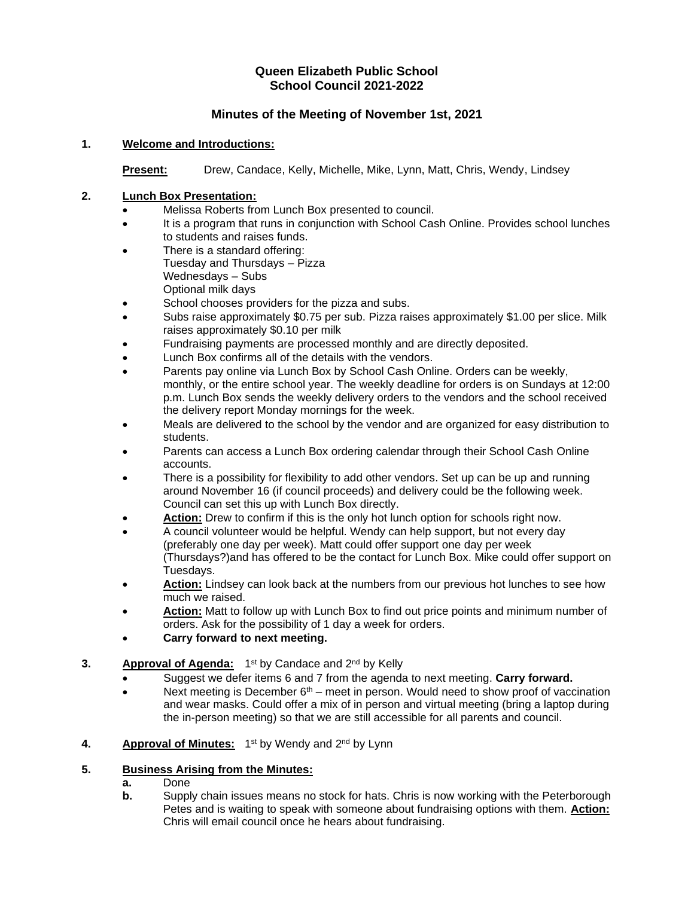# Queen Elizabeth Public School
# School Council 2021-2022

## Minutes of the Meeting of November 1st, 2021

### 1. Welcome and Introductions:

**Present:** Drew, Candace, Kelly, Michelle, Mike, Lynn, Matt, Chris, Wendy, Lindsey

### 2. Lunch Box Presentation:

- Melissa Roberts from Lunch Box presented to council.
- It is a program that runs in conjunction with School Cash Online. Provides school lunches to students and raises funds.
- There is a standard offering:
  Tuesday and Thursdays – Pizza
  Wednesdays – Subs
  Optional milk days
- School chooses providers for the pizza and subs.
- Subs raise approximately $0.75 per sub. Pizza raises approximately $1.00 per slice. Milk raises approximately $0.10 per milk
- Fundraising payments are processed monthly and are directly deposited.
- Lunch Box confirms all of the details with the vendors.
- Parents pay online via Lunch Box by School Cash Online. Orders can be weekly, monthly, or the entire school year. The weekly deadline for orders is on Sundays at 12:00 p.m. Lunch Box sends the weekly delivery orders to the vendors and the school received the delivery report Monday mornings for the week.
- Meals are delivered to the school by the vendor and are organized for easy distribution to students.
- Parents can access a Lunch Box ordering calendar through their School Cash Online accounts.
- There is a possibility for flexibility to add other vendors. Set up can be up and running around November 16 (if council proceeds) and delivery could be the following week. Council can set this up with Lunch Box directly.
- **Action:** Drew to confirm if this is the only hot lunch option for schools right now.
- A council volunteer would be helpful. Wendy can help support, but not every day (preferably one day per week). Matt could offer support one day per week (Thursdays?)and has offered to be the contact for Lunch Box. Mike could offer support on Tuesdays.
- **Action:** Lindsey can look back at the numbers from our previous hot lunches to see how much we raised.
- **Action:** Matt to follow up with Lunch Box to find out price points and minimum number of orders. Ask for the possibility of 1 day a week for orders.
- **Carry forward to next meeting.**

### 3. Approval of Agenda: 1st by Candace and 2nd by Kelly

- Suggest we defer items 6 and 7 from the agenda to next meeting. **Carry forward.**
- Next meeting is December 6th – meet in person. Would need to show proof of vaccination and wear masks. Could offer a mix of in person and virtual meeting (bring a laptop during the in-person meeting) so that we are still accessible for all parents and council.

### 4. Approval of Minutes: 1st by Wendy and 2nd by Lynn

### 5. Business Arising from the Minutes:

**a.** Done

**b.** Supply chain issues means no stock for hats. Chris is now working with the Peterborough Petes and is waiting to speak with someone about fundraising options with them. **Action:** Chris will email council once he hears about fundraising.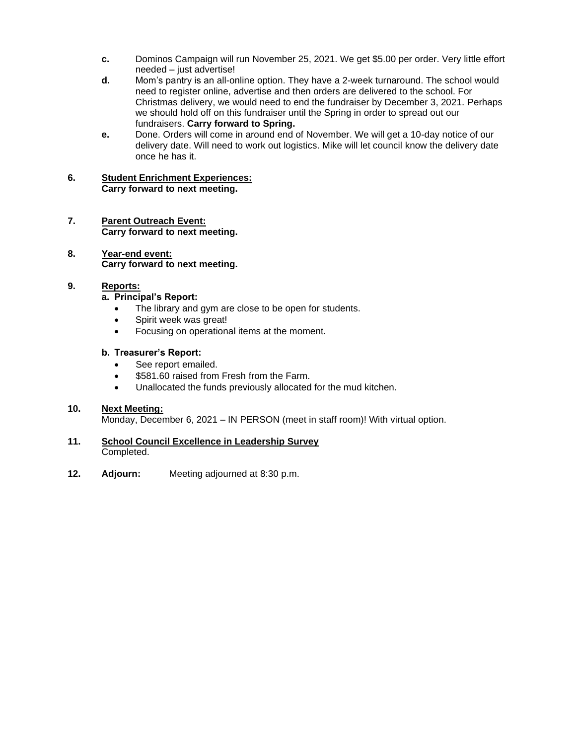- **c.** Dominos Campaign will run November 25, 2021. We get $5.00 per order. Very little effort needed – just advertise!
- **d.** Mom's pantry is an all-online option. They have a 2-week turnaround. The school would need to register online, advertise and then orders are delivered to the school. For Christmas delivery, we would need to end the fundraiser by December 3, 2021. Perhaps we should hold off on this fundraiser until the Spring in order to spread out our fundraisers. **Carry forward to Spring.**
- **e.** Done. Orders will come in around end of November. We will get a 10-day notice of our delivery date. Will need to work out logistics. Mike will let council know the delivery date once he has it.

**6. <u>Student Enrichment Experiences:</u>**
**Carry forward to next meeting.**

**7. <u>Parent Outreach Event:</u>**
**Carry forward to next meeting.**

**8. <u>Year-end event:</u>**
**Carry forward to next meeting.**

**9. <u>Reports:</u>**

**a. Principal's Report:**

- The library and gym are close to be open for students.
- Spirit week was great!
- Focusing on operational items at the moment.

**b. Treasurer's Report:**

- See report emailed.
- $581.60 raised from Fresh from the Farm.
- Unallocated the funds previously allocated for the mud kitchen.

**10. <u>Next Meeting:</u>**
Monday, December 6, 2021 – IN PERSON (meet in staff room)! With virtual option.

**11. <u>School Council Excellence in Leadership Survey</u>**
Completed.

**12. Adjourn:** Meeting adjourned at 8:30 p.m.